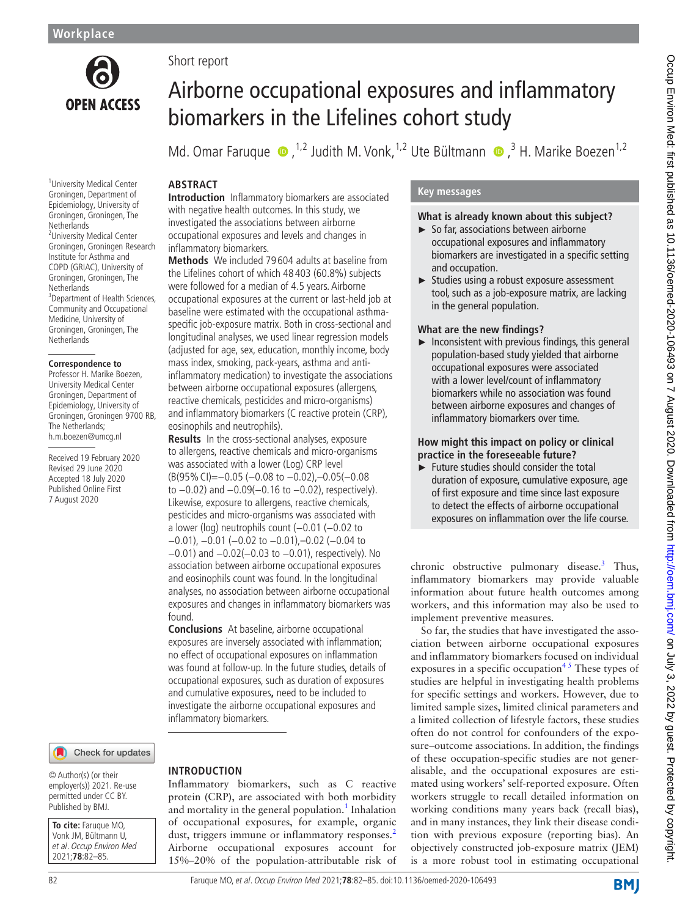Workplace

Short report

# Airborne occupational exposures and inflammatory biomarkers in the Lifelines cohort study

Md. Omar Faruque,[1,2] Judith M. Vonk,[1,2] Ute Bültmann,[3] H. Marike Boezen[1,2]

[1]University Medical Center Groningen, Department of Epidemiology, University of Groningen, Groningen, The Netherlands
[2]University Medical Center Groningen, Groningen Research Institute for Asthma and COPD (GRIAC), University of Groningen, Groningen, The Netherlands
[3]Department of Health Sciences, Community and Occupational Medicine, University of Groningen, Groningen, The Netherlands

**Correspondence to**
Professor H. Marike Boezen, University Medical Center Groningen, Department of Epidemiology, University of Groningen, Groningen 9700 RB, The Netherlands; h.m.boezen@umcg.nl

Received 19 February 2020
Revised 29 June 2020
Accepted 18 July 2020
Published Online First 7 August 2020

© Author(s) (or their employer(s)) 2021. Re-use permitted under CC BY. Published by BMJ.

**To cite:** Faruque MO, Vonk JM, Bültmann U, *et al*. *Occup Environ Med* 2021;**78**:82–85.

## ABSTRACT

**Introduction** Inflammatory biomarkers are associated with negative health outcomes. In this study, we investigated the associations between airborne occupational exposures and levels and changes in inflammatory biomarkers.

**Methods** We included 79 604 adults at baseline from the Lifelines cohort of which 48 403 (60.8%) subjects were followed for a median of 4.5 years. Airborne occupational exposures at the current or last-held job at baseline were estimated with the occupational asthma-specific job-exposure matrix. Both in cross-sectional and longitudinal analyses, we used linear regression models (adjusted for age, sex, education, monthly income, body mass index, smoking, pack-years, asthma and anti-inflammatory medication) to investigate the associations between airborne occupational exposures (allergens, reactive chemicals, pesticides and micro-organisms) and inflammatory biomarkers (C reactive protein (CRP), eosinophils and neutrophils).

**Results** In the cross-sectional analyses, exposure to allergens, reactive chemicals and micro-organisms was associated with a lower (Log) CRP level (B(95% CI)=−0.05 (−0.08 to −0.02),−0.05(−0.08 to −0.02) and −0.09(−0.16 to −0.02), respectively). Likewise, exposure to allergens, reactive chemicals, pesticides and micro-organisms was associated with a lower (log) neutrophils count (−0.01 (−0.02 to −0.01), −0.01 (−0.02 to −0.01),−0.02 (−0.04 to −0.01) and −0.02(−0.03 to −0.01), respectively). No association between airborne occupational exposures and eosinophils count was found. In the longitudinal analyses, no association between airborne occupational exposures and changes in inflammatory biomarkers was found.

**Conclusions** At baseline, airborne occupational exposures are inversely associated with inflammation; no effect of occupational exposures on inflammation was found at follow-up. In the future studies, details of occupational exposures, such as duration of exposures and cumulative exposures**,** need to be included to investigate the airborne occupational exposures and inflammatory biomarkers.

## Key messages

### What is already known about this subject?

- So far, associations between airborne occupational exposures and inflammatory biomarkers are investigated in a specific setting and occupation.
- Studies using a robust exposure assessment tool, such as a job-exposure matrix, are lacking in the general population.

### What are the new findings?

- Inconsistent with previous findings, this general population-based study yielded that airborne occupational exposures were associated with a lower level/count of inflammatory biomarkers while no association was found between airborne exposures and changes of inflammatory biomarkers over time.

### How might this impact on policy or clinical practice in the foreseeable future?

- Future studies should consider the total duration of exposure, cumulative exposure, age of first exposure and time since last exposure to detect the effects of airborne occupational exposures on inflammation over the life course.

## INTRODUCTION

Inflammatory biomarkers, such as C reactive protein (CRP), are associated with both morbidity and mortality in the general population.[1] Inhalation of occupational exposures, for example, organic dust, triggers immune or inflammatory responses.[2] Airborne occupational exposures account for 15%–20% of the population-attributable risk of chronic obstructive pulmonary disease.[3] Thus, inflammatory biomarkers may provide valuable information about future health outcomes among workers, and this information may also be used to implement preventive measures.

So far, the studies that have investigated the association between airborne occupational exposures and inflammatory biomarkers focused on individual exposures in a specific occupation[4 5] These types of studies are helpful in investigating health problems for specific settings and workers. However, due to limited sample sizes, limited clinical parameters and a limited collection of lifestyle factors, these studies often do not control for confounders of the exposure–outcome associations. In addition, the findings of these occupation-specific studies are not generalisable, and the occupational exposures are estimated using workers' self-reported exposure. Often workers struggle to recall detailed information on working conditions many years back (recall bias), and in many instances, they link their disease condition with previous exposure (reporting bias). An objectively constructed job-exposure matrix (JEM) is a more robust tool in estimating occupational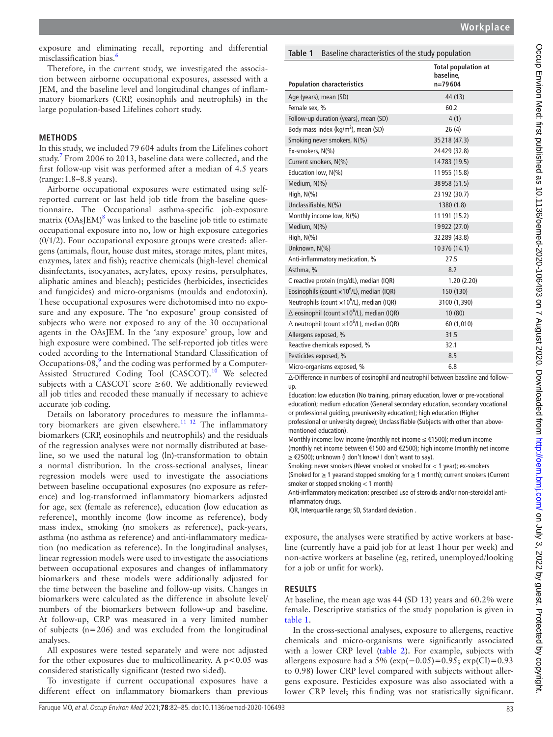exposure and eliminating recall, reporting and differential misclassification bias.[6]

Therefore, in the current study, we investigated the association between airborne occupational exposures, assessed with a JEM, and the baseline level and longitudinal changes of inflammatory biomarkers (CRP, eosinophils and neutrophils) in the large population-based Lifelines cohort study.

## METHODS

In this study, we included 79 604 adults from the Lifelines cohort study.[7] From 2006 to 2013, baseline data were collected, and the first follow-up visit was performed after a median of 4.5 years (range: 1.8–8.8 years).

Airborne occupational exposures were estimated using self-reported current or last held job title from the baseline questionnaire. The Occupational asthma-specific job-exposure matrix (OAsJEM)[8] was linked to the baseline job title to estimate occupational exposure into no, low or high exposure categories (0/1/2). Four occupational exposure groups were created: allergens (animals, flour, house dust mites, storage mites, plant mites, enzymes, latex and fish); reactive chemicals (high-level chemical disinfectants, isocyanates, acrylates, epoxy resins, persulphates, aliphatic amines and bleach); pesticides (herbicides, insecticides and fungicides) and micro-organisms (moulds and endotoxin). These occupational exposures were dichotomised into no exposure and any exposure. The 'no exposure' group consisted of subjects who were not exposed to any of the 30 occupational agents in the OAsJEM. In the 'any exposure' group, low and high exposure were combined. The self-reported job titles were coded according to the International Standard Classification of Occupations-08,[9] and the coding was performed by a Computer-Assisted Structured Coding Tool (CASCOT).[10] We selected subjects with a CASCOT score ≥60. We additionally reviewed all job titles and recoded these manually if necessary to achieve accurate job coding.

Details on laboratory procedures to measure the inflammatory biomarkers are given elsewhere.[11 12] The inflammatory biomarkers (CRP, eosinophils and neutrophils) and the residuals of the regression analyses were not normally distributed at baseline, so we used the natural log (ln)-transformation to obtain a normal distribution. In the cross-sectional analyses, linear regression models were used to investigate the associations between baseline occupational exposures (no exposure as reference) and log-transformed inflammatory biomarkers adjusted for age, sex (female as reference), education (low education as reference), monthly income (low income as reference), body mass index, smoking (no smokers as reference), pack-years, asthma (no asthma as reference) and anti-inflammatory medication (no medication as reference). In the longitudinal analyses, linear regression models were used to investigate the associations between occupational exposures and changes of inflammatory biomarkers and these models were additionally adjusted for the time between the baseline and follow-up visits. Changes in biomarkers were calculated as the difference in absolute level/numbers of the biomarkers between follow-up and baseline. At follow-up, CRP was measured in a very limited number of subjects (n=206) and was excluded from the longitudinal analyses.

All exposures were tested separately and were not adjusted for the other exposures due to multicollinearity. A $p<0.05$ was considered statistically significant (tested two sided).

To investigate if current occupational exposures have a different effect on inflammatory biomarkers than previous exposure, the analyses were stratified by active workers at baseline (currently have a paid job for at least 1 hour per week) and non-active workers at baseline (eg, retired, unemployed/looking for a job or unfit for work).

**Table 1** Baseline characteristics of the study population

| Population characteristics | Total population at baseline, n=79 604 |
|---|---|
| Age (years), mean (SD) | 44 (13) |
| Female sex, % | 60.2 |
| Follow-up duration (years), mean (SD) | 4 (1) |
| Body mass index (kg/m$^2$), mean (SD) | 26 (4) |
| Smoking never smokers, N(%) | 35 218 (47.3) |
| Ex-smokers, N(%) | 24 429 (32.8) |
| Current smokers, N(%) | 14 783 (19.5) |
| Education low, N(%) | 11 955 (15.8) |
| Medium, N(%) | 38 958 (51.5) |
| High, N(%) | 23 192 (30.7) |
| Unclassifiable, N(%) | 1380 (1.8) |
| Monthly income low, N(%) | 11 191 (15.2) |
| Medium, N(%) | 19 922 (27.0) |
| High, N(%) | 32 289 (43.8) |
| Unknown, N(%) | 10 376 (14.1) |
| Anti-inflammatory medication, % | 27.5 |
| Asthma, % | 8.2 |
| C reactive protein (mg/dL), median (IQR) | 1.20 (2.20) |
| Eosinophils (count $\times10^6$/L), median (IQR) | 150 (130) |
| Neutrophils (count $\times10^6$/L), median (IQR) | 3100 (1,390) |
| Δ eosinophil (count $\times10^6$/L), median (IQR) | 10 (80) |
| Δ neutrophil (count $\times10^6$/L), median (IQR) | 60 (1,010) |
| Allergens exposed, % | 31.5 |
| Reactive chemicals exposed, % | 32.1 |
| Pesticides exposed, % | 8.5 |
| Micro-organisms exposed, % | 6.8 |

Δ-Difference in numbers of eosinophil and neutrophil between baseline and follow-up.

Education: low education (No training, primary education, lower or pre-vocational education); medium education (General secondary education, secondary vocational or professional guiding, preuniversity education); high education (Higher professional or university degree); Unclassifiable (Subjects with other than above-mentioned education).

Monthly income: low income (monthly net income ≤ €1500); medium income (monthly net income between €1500 and €2500); high income (monthly net income ≥ €2500); unknown (I don't know/ I don't want to say).

Smoking: never smokers (Never smoked or smoked for < 1 year); ex-smokers (Smoked for ≥ 1 yearand stopped smoking for ≥ 1 month); current smokers (Current smoker or stopped smoking < 1 month)

Anti-inflammatory medication: prescribed use of steroids and/or non-steroidal anti-inflammatory drugs.

IQR, Interquartile range; SD, Standard deviation .

## RESULTS

At baseline, the mean age was 44 (SD 13) years and 60.2% were female. Descriptive statistics of the study population is given in table 1.

In the cross-sectional analyses, exposure to allergens, reactive chemicals and micro-organisms were significantly associated with a lower CRP level (table 2). For example, subjects with allergens exposure had a 5% ($\exp(-0.05)=0.95$; exp(CI)=0.93 to 0.98) lower CRP level compared with subjects without allergens exposure. Pesticides exposure was also associated with a lower CRP level; this finding was not statistically significant.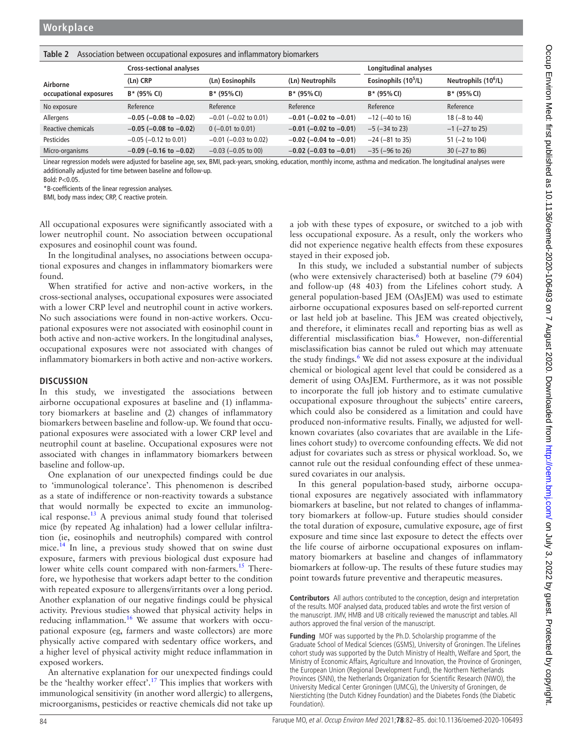**Table 2** Association between occupational exposures and inflammatory biomarkers

| Airborne occupational exposures | Cross-sectional analyses | | | Longitudinal analyses | |
|---|---|---|---|---|---|
| | (Ln) CRP | (Ln) Eosinophils | (Ln) Neutrophils | Eosinophils ($10^5$/L) | Neutrophils ($10^6$/L) |
| | B* (95% CI) | B* (95% CI) | B* (95% CI) | B* (95% CI) | B* (95% CI) |
| No exposure | Reference | Reference | Reference | Reference | Reference |
| Allergens | **−0.05 (−0.08 to −0.02)** | −0.01 (−0.02 to 0.01) | **−0.01 (−0.02 to −0.01)** | −12 (−40 to 16) | 18 (−8 to 44) |
| Reactive chemicals | **−0.05 (−0.08 to −0.02)** | 0 (−0.01 to 0.01) | **−0.01 (−0.02 to −0.01)** | −5 (−34 to 23) | −1 (−27 to 25) |
| Pesticides | −0.05 (−0.12 to 0.01) | −0.01 (−0.03 to 0.02) | **−0.02 (−0.04 to −0.01)** | −24 (−81 to 35) | 51 (−2 to 104) |
| Micro-organisms | **−0.09 (−0.16 to −0.02)** | −0.03 (−0.05 to 00) | **−0.02 (−0.03 to −0.01)** | −35 (−96 to 26) | 30 (−27 to 86) |

Linear regression models were adjusted for baseline age, sex, BMI, pack-years, smoking, education, monthly income, asthma and medication. The longitudinal analyses were additionally adjusted for time between baseline and follow-up.

Bold: P<0.05.

*B-coefficients of the linear regression analyses.

BMI, body mass index; CRP, C reactive protein.

All occupational exposures were significantly associated with a lower neutrophil count. No association between occupational exposures and eosinophil count was found.

In the longitudinal analyses, no associations between occupational exposures and changes in inflammatory biomarkers were found.

When stratified for active and non-active workers, in the cross-sectional analyses, occupational exposures were associated with a lower CRP level and neutrophil count in active workers. No such associations were found in non-active workers. Occupational exposures were not associated with eosinophil count in both active and non-active workers. In the longitudinal analyses, occupational exposures were not associated with changes of inflammatory biomarkers in both active and non-active workers.

## DISCUSSION

In this study, we investigated the associations between airborne occupational exposures at baseline and (1) inflammatory biomarkers at baseline and (2) changes of inflammatory biomarkers between baseline and follow-up. We found that occupational exposures were associated with a lower CRP level and neutrophil count at baseline. Occupational exposures were not associated with changes in inflammatory biomarkers between baseline and follow-up.

One explanation of our unexpected findings could be due to 'immunological tolerance'. This phenomenon is described as a state of indifference or non-reactivity towards a substance that would normally be expected to excite an immunological response.[13] A previous animal study found that tolerised mice (by repeated Ag inhalation) had a lower cellular infiltration (ie, eosinophils and neutrophils) compared with control mice.[14] In line, a previous study showed that on swine dust exposure, farmers with previous biological dust exposure had lower white cells count compared with non-farmers.[15] Therefore, we hypothesise that workers adapt better to the condition with repeated exposure to allergens/irritants over a long period. Another explanation of our negative findings could be physical activity. Previous studies showed that physical activity helps in reducing inflammation.[16] We assume that workers with occupational exposure (eg, farmers and waste collectors) are more physically active compared with sedentary office workers, and a higher level of physical activity might reduce inflammation in exposed workers.

An alternative explanation for our unexpected findings could be the 'healthy worker effect'.[17] This implies that workers with immunological sensitivity (in another word allergic) to allergens, microorganisms, pesticides or reactive chemicals did not take up a job with these types of exposure, or switched to a job with less occupational exposure. As a result, only the workers who did not experience negative health effects from these exposures stayed in their exposed job.

In this study, we included a substantial number of subjects (who were extensively characterised) both at baseline (79 604) and follow-up (48 403) from the Lifelines cohort study. A general population-based JEM (OAsJEM) was used to estimate airborne occupational exposures based on self-reported current or last held job at baseline. This JEM was created objectively, and therefore, it eliminates recall and reporting bias as well as differential misclassification bias.[6] However, non-differential misclassification bias cannot be ruled out which may attenuate the study findings.[6] We did not assess exposure at the individual chemical or biological agent level that could be considered as a demerit of using OAsJEM. Furthermore, as it was not possible to incorporate the full job history and to estimate cumulative occupational exposure throughout the subjects' entire careers, which could also be considered as a limitation and could have produced non-informative results. Finally, we adjusted for well-known covariates (also covariates that are available in the Lifelines cohort study) to overcome confounding effects. We did not adjust for covariates such as stress or physical workload. So, we cannot rule out the residual confounding effect of these unmeasured covariates in our analysis.

In this general population-based study, airborne occupational exposures are negatively associated with inflammatory biomarkers at baseline, but not related to changes of inflammatory biomarkers at follow-up. Future studies should consider the total duration of exposure, cumulative exposure, age of first exposure and time since last exposure to detect the effects over the life course of airborne occupational exposures on inflammatory biomarkers at baseline and changes of inflammatory biomarkers at follow-up. The results of these future studies may point towards future preventive and therapeutic measures.

**Contributors** All authors contributed to the conception, design and interpretation of the results. MOF analysed data, produced tables and wrote the first version of the manuscript. JMV, HMB and UB critically reviewed the manuscript and tables. All authors approved the final version of the manuscript.

**Funding** MOF was supported by the Ph.D. Scholarship programme of the Graduate School of Medical Sciences (GSMS), University of Groningen. The Lifelines cohort study was supported by the Dutch Ministry of Health, Welfare and Sport, the Ministry of Economic Affairs, Agriculture and Innovation, the Province of Groningen, the European Union (Regional Development Fund), the Northern Netherlands Provinces (SNN), the Netherlands Organization for Scientific Research (NWO), the University Medical Center Groningen (UMCG), the University of Groningen, de Nierstichting (the Dutch Kidney Foundation) and the Diabetes Fonds (the Diabetic Foundation).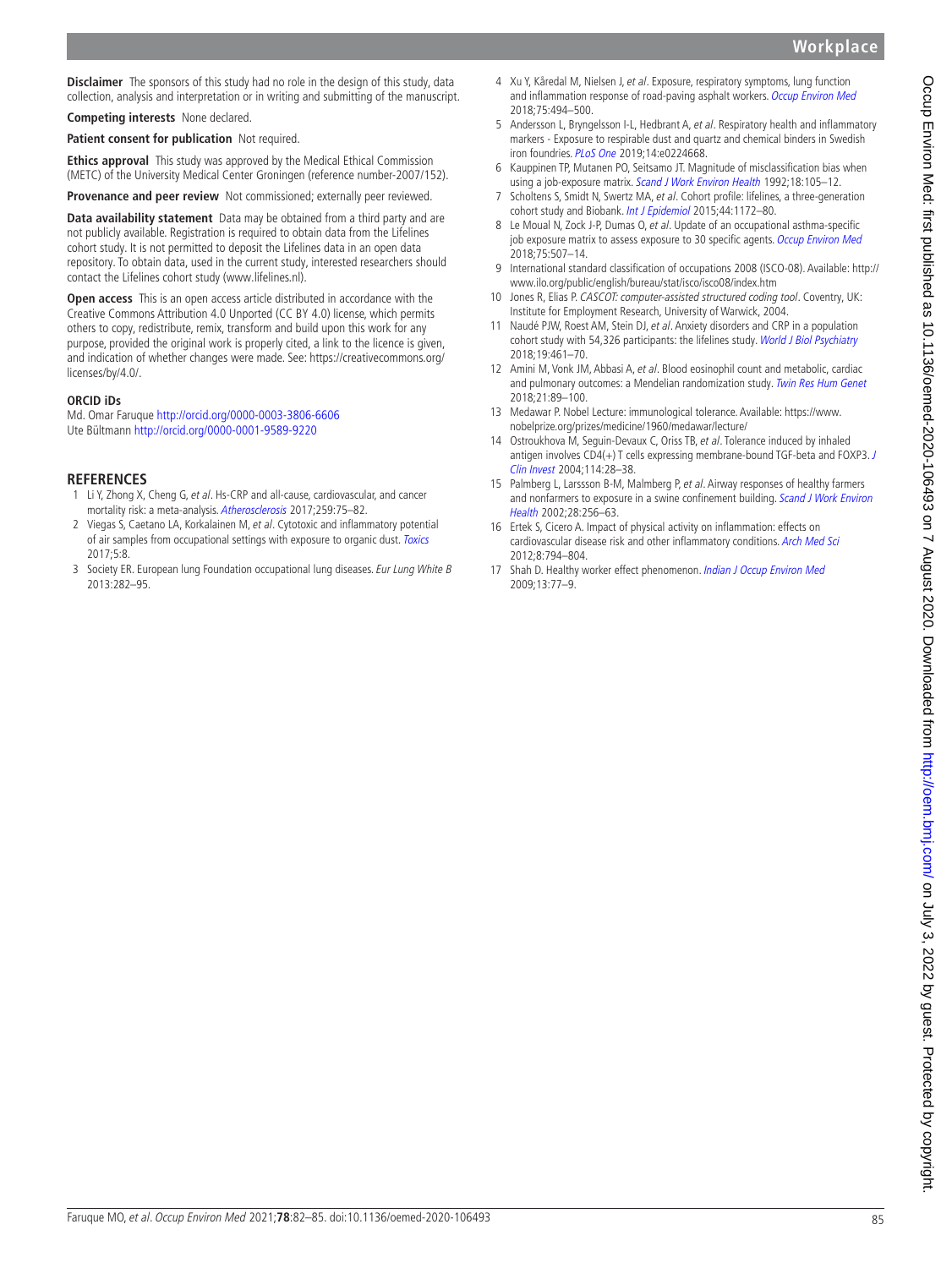**Disclaimer** The sponsors of this study had no role in the design of this study, data collection, analysis and interpretation or in writing and submitting of the manuscript.

**Competing interests** None declared.

**Patient consent for publication** Not required.

**Ethics approval** This study was approved by the Medical Ethical Commission (METC) of the University Medical Center Groningen (reference number-2007/152).

**Provenance and peer review** Not commissioned; externally peer reviewed.

**Data availability statement** Data may be obtained from a third party and are not publicly available. Registration is required to obtain data from the Lifelines cohort study. It is not permitted to deposit the Lifelines data in an open data repository. To obtain data, used in the current study, interested researchers should contact the Lifelines cohort study (www.lifelines.nl).

**Open access** This is an open access article distributed in accordance with the Creative Commons Attribution 4.0 Unported (CC BY 4.0) license, which permits others to copy, redistribute, remix, transform and build upon this work for any purpose, provided the original work is properly cited, a link to the licence is given, and indication of whether changes were made. See: https://creativecommons.org/licenses/by/4.0/.

**ORCID iDs**

Md. Omar Faruque http://orcid.org/0000-0003-3806-6606
Ute Bültmann http://orcid.org/0000-0001-9589-9220

## REFERENCES

1. Li Y, Zhong X, Cheng G, *et al*. Hs-CRP and all-cause, cardiovascular, and cancer mortality risk: a meta-analysis. *Atherosclerosis* 2017;259:75–82.
2. Viegas S, Caetano LA, Korkalainen M, *et al*. Cytotoxic and inflammatory potential of air samples from occupational settings with exposure to organic dust. *Toxics* 2017;5:8.
3. Society ER. European lung Foundation occupational lung diseases. *Eur Lung White B* 2013:282–95.
4. Xu Y, Kåredal M, Nielsen J, *et al*. Exposure, respiratory symptoms, lung function and inflammation response of road-paving asphalt workers. *Occup Environ Med* 2018;75:494–500.
5. Andersson L, Bryngelsson I-L, Hedbrant A, *et al*. Respiratory health and inflammatory markers - Exposure to respirable dust and quartz and chemical binders in Swedish iron foundries. *PLoS One* 2019;14:e0224668.
6. Kauppinen TP, Mutanen PO, Seitsamo JT. Magnitude of misclassification bias when using a job-exposure matrix. *Scand J Work Environ Health* 1992;18:105–12.
7. Scholtens S, Smidt N, Swertz MA, *et al*. Cohort profile: lifelines, a three-generation cohort study and Biobank. *Int J Epidemiol* 2015;44:1172–80.
8. Le Moual N, Zock J-P, Dumas O, *et al*. Update of an occupational asthma-specific job exposure matrix to assess exposure to 30 specific agents. *Occup Environ Med* 2018;75:507–14.
9. International standard classification of occupations 2008 (ISCO-08). Available: http://www.ilo.org/public/english/bureau/stat/isco/isco08/index.htm
10. Jones R, Elias P. *CASCOT: computer-assisted structured coding tool*. Coventry, UK: Institute for Employment Research, University of Warwick, 2004.
11. Naudé PJW, Roest AM, Stein DJ, *et al*. Anxiety disorders and CRP in a population cohort study with 54,326 participants: the lifelines study. *World J Biol Psychiatry* 2018;19:461–70.
12. Amini M, Vonk JM, Abbasi A, *et al*. Blood eosinophil count and metabolic, cardiac and pulmonary outcomes: a Mendelian randomization study. *Twin Res Hum Genet* 2018;21:89–100.
13. Medawar P. Nobel Lecture: immunological tolerance. Available: https://www.nobelprize.org/prizes/medicine/1960/medawar/lecture/
14. Ostroukhova M, Seguin-Devaux C, Oriss TB, *et al*. Tolerance induced by inhaled antigen involves CD4(+) T cells expressing membrane-bound TGF-beta and FOXP3. *J Clin Invest* 2004;114:28–38.
15. Palmberg L, Larssson B-M, Malmberg P, *et al*. Airway responses of healthy farmers and nonfarmers to exposure in a swine confinement building. *Scand J Work Environ Health* 2002;28:256–63.
16. Ertek S, Cicero A. Impact of physical activity on inflammation: effects on cardiovascular disease risk and other inflammatory conditions. *Arch Med Sci* 2012;8:794–804.
17. Shah D. Healthy worker effect phenomenon. *Indian J Occup Environ Med* 2009;13:77–9.